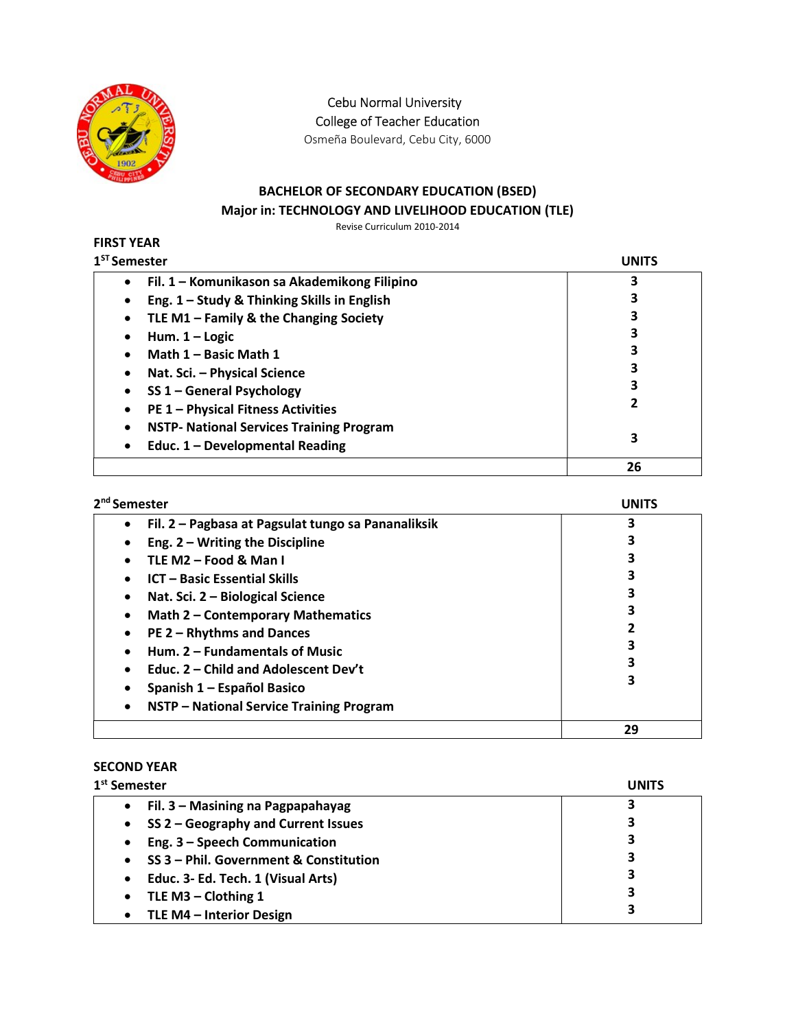Cebu Normal University
College of Teacher Education
Osmeña Boulevard, Cebu City, 6000

## BACHELOR OF SECONDARY EDUCATION (BSED)
## Major in: TECHNOLOGY AND LIVELIHOOD EDUCATION (TLE)

Revise Curriculum 2010-2014

### FIRST YEAR

**1[ST] Semester**

| Course | UNITS |
|---|---|
| Fil. 1 – Komunikason sa Akademikong Filipino | 3 |
| Eng. 1 – Study & Thinking Skills in English | 3 |
| TLE M1 – Family & the Changing Society | 3 |
| Hum. 1 – Logic | 3 |
| Math 1 – Basic Math 1 | 3 |
| Nat. Sci. – Physical Science | 3 |
| SS 1 – General Psychology | 3 |
| PE 1 – Physical Fitness Activities | 2 |
| NSTP- National Services Training Program | |
| Educ. 1 – Developmental Reading | 3 |
| | **26** |

**2[nd] Semester**

| Course | UNITS |
|---|---|
| Fil. 2 – Pagbasa at Pagsulat tungo sa Pananaliksik | 3 |
| Eng. 2 – Writing the Discipline | 3 |
| TLE M2 – Food & Man I | 3 |
| ICT – Basic Essential Skills | 3 |
| Nat. Sci. 2 – Biological Science | 3 |
| Math 2 – Contemporary Mathematics | 3 |
| PE 2 – Rhythms and Dances | 2 |
| Hum. 2 – Fundamentals of Music | 3 |
| Educ. 2 – Child and Adolescent Dev't | 3 |
| Spanish 1 – Español Basico | 3 |
| NSTP – National Service Training Program | |
| | **29** |

### SECOND YEAR

**1[st] Semester**

| Course | UNITS |
|---|---|
| Fil. 3 – Masining na Pagpapahayag | 3 |
| SS 2 – Geography and Current Issues | 3 |
| Eng. 3 – Speech Communication | 3 |
| SS 3 – Phil. Government & Constitution | 3 |
| Educ. 3- Ed. Tech. 1 (Visual Arts) | 3 |
| TLE M3 – Clothing 1 | 3 |
| TLE M4 – Interior Design | 3 |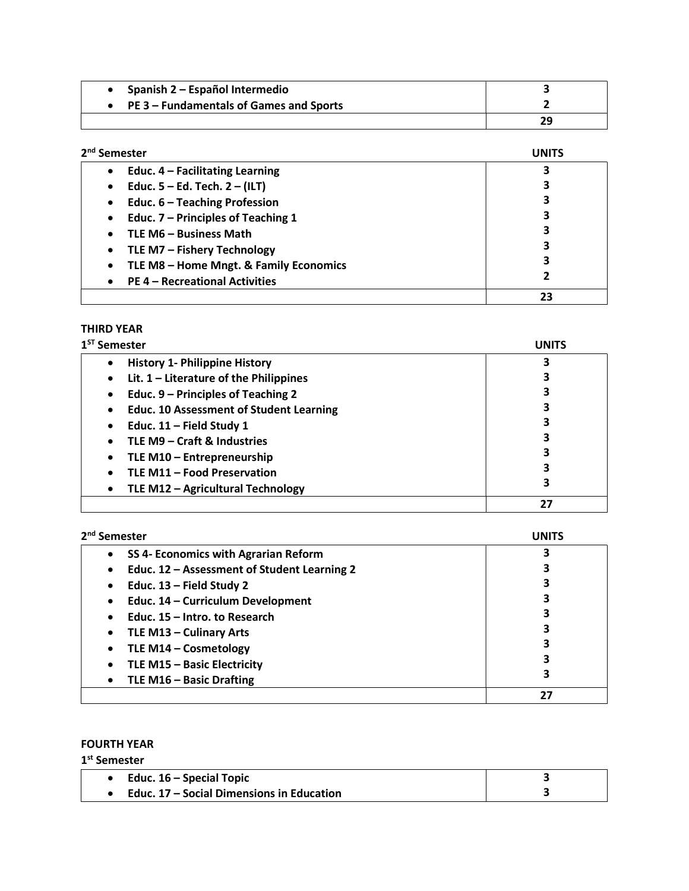| Subject | Units |
|---|---|
| Spanish 2 – Español Intermedio | 3 |
| PE 3 – Fundamentals of Games and Sports | 2 |
| | 29 |

**2nd Semester**

| Subject | UNITS |
|---|---|
| Educ. 4 – Facilitating Learning | 3 |
| Educ. 5 – Ed. Tech. 2 – (ILT) | 3 |
| Educ. 6 – Teaching Profession | 3 |
| Educ. 7 – Principles of Teaching 1 | 3 |
| TLE M6 – Business Math | 3 |
| TLE M7 – Fishery Technology | 3 |
| TLE M8 – Home Mngt. & Family Economics | 3 |
| PE 4 – Recreational Activities | 2 |
| | 23 |

## THIRD YEAR

**1ST Semester**

| Subject | UNITS |
|---|---|
| History 1- Philippine History | 3 |
| Lit. 1 – Literature of the Philippines | 3 |
| Educ. 9 – Principles of Teaching 2 | 3 |
| Educ. 10 Assessment of Student Learning | 3 |
| Educ. 11 – Field Study 1 | 3 |
| TLE M9 – Craft & Industries | 3 |
| TLE M10 – Entrepreneurship | 3 |
| TLE M11 – Food Preservation | 3 |
| TLE M12 – Agricultural Technology | 3 |
| | 27 |

**2nd Semester**

| Subject | UNITS |
|---|---|
| SS 4- Economics with Agrarian Reform | 3 |
| Educ. 12 – Assessment of Student Learning 2 | 3 |
| Educ. 13 – Field Study 2 | 3 |
| Educ. 14 – Curriculum Development | 3 |
| Educ. 15 – Intro. to Research | 3 |
| TLE M13 – Culinary Arts | 3 |
| TLE M14 – Cosmetology | 3 |
| TLE M15 – Basic Electricity | 3 |
| TLE M16 – Basic Drafting | 3 |
| | 27 |

## FOURTH YEAR

**1st Semester**

| Subject | Units |
|---|---|
| Educ. 16 – Special Topic | 3 |
| Educ. 17 – Social Dimensions in Education | 3 |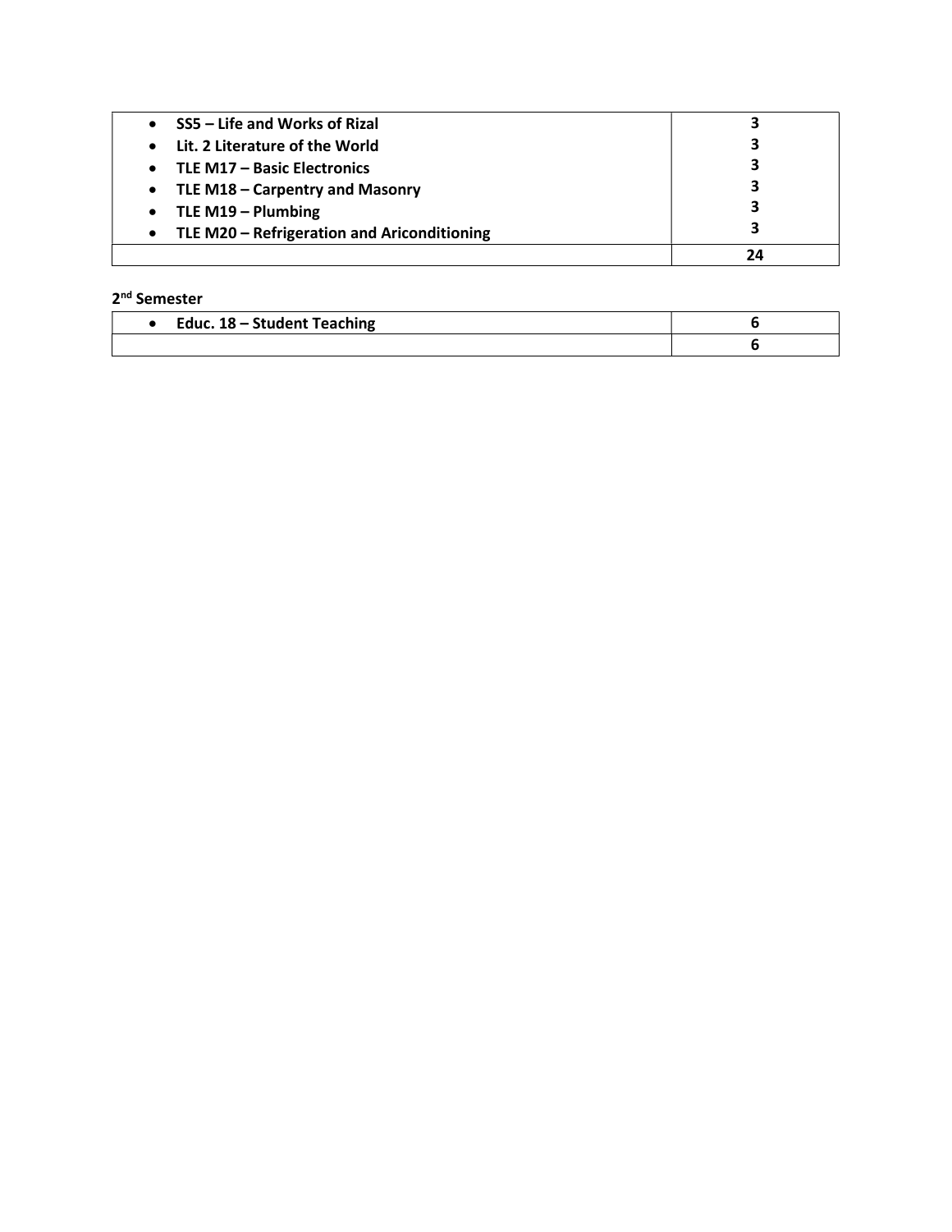| | |
|---|---|
| • **SS5 – Life and Works of Rizal** | **3** |
| • **Lit. 2 Literature of the World** | **3** |
| • **TLE M17 – Basic Electronics** | **3** |
| • **TLE M18 – Carpentry and Masonry** | **3** |
| • **TLE M19 – Plumbing** | **3** |
| • **TLE M20 – Refrigeration and Ariconditioning** | **3** |
| | **24** |

**2nd Semester**

| | |
|---|---|
| • **Educ. 18 – Student Teaching** | **6** |
| | **6** |